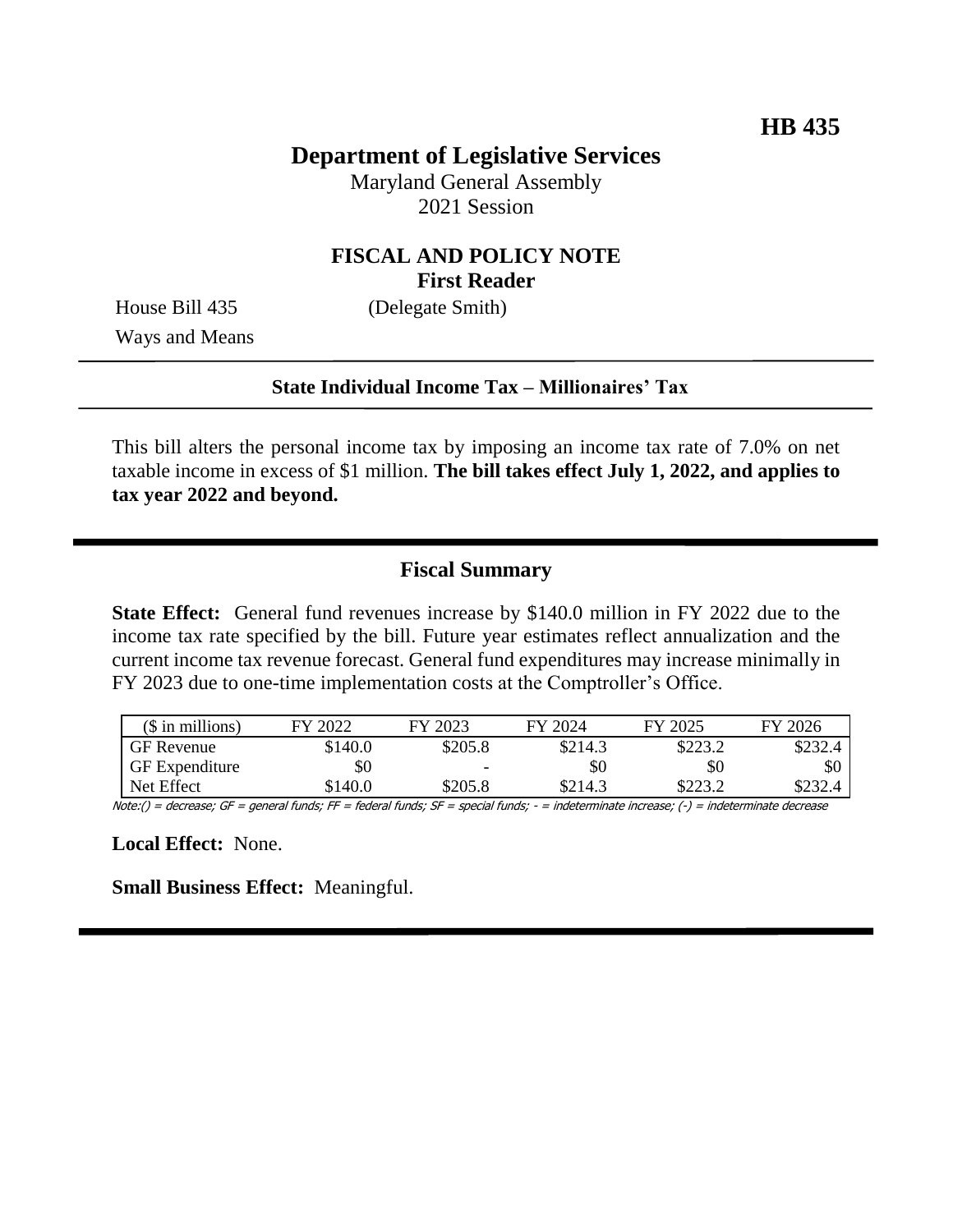**HB 435**

# Department of Legislative Services

Maryland General Assembly
2021 Session

## FISCAL AND POLICY NOTE
**First Reader**

House Bill 435 (Delegate Smith)
Ways and Means

---

**State Individual Income Tax – Millionaires' Tax**

---

This bill alters the personal income tax by imposing an income tax rate of 7.0% on net taxable income in excess of $1 million. **The bill takes effect July 1, 2022, and applies to tax year 2022 and beyond.**

---

## Fiscal Summary

**State Effect:** General fund revenues increase by $140.0 million in FY 2022 due to the income tax rate specified by the bill. Future year estimates reflect annualization and the current income tax revenue forecast. General fund expenditures may increase minimally in FY 2023 due to one-time implementation costs at the Comptroller's Office.

| ($ in millions) | FY 2022 | FY 2023 | FY 2024 | FY 2025 | FY 2026 |
|---|---|---|---|---|---|
| GF Revenue | $140.0 | $205.8 | $214.3 | $223.2 | $232.4 |
| GF Expenditure | $0 | - | $0 | $0 | $0 |
| Net Effect | $140.0 | $205.8 | $214.3 | $223.2 | $232.4 |

Note:() = decrease; GF = general funds; FF = federal funds; SF = special funds; - = indeterminate increase; (-) = indeterminate decrease

**Local Effect:** None.

**Small Business Effect:** Meaningful.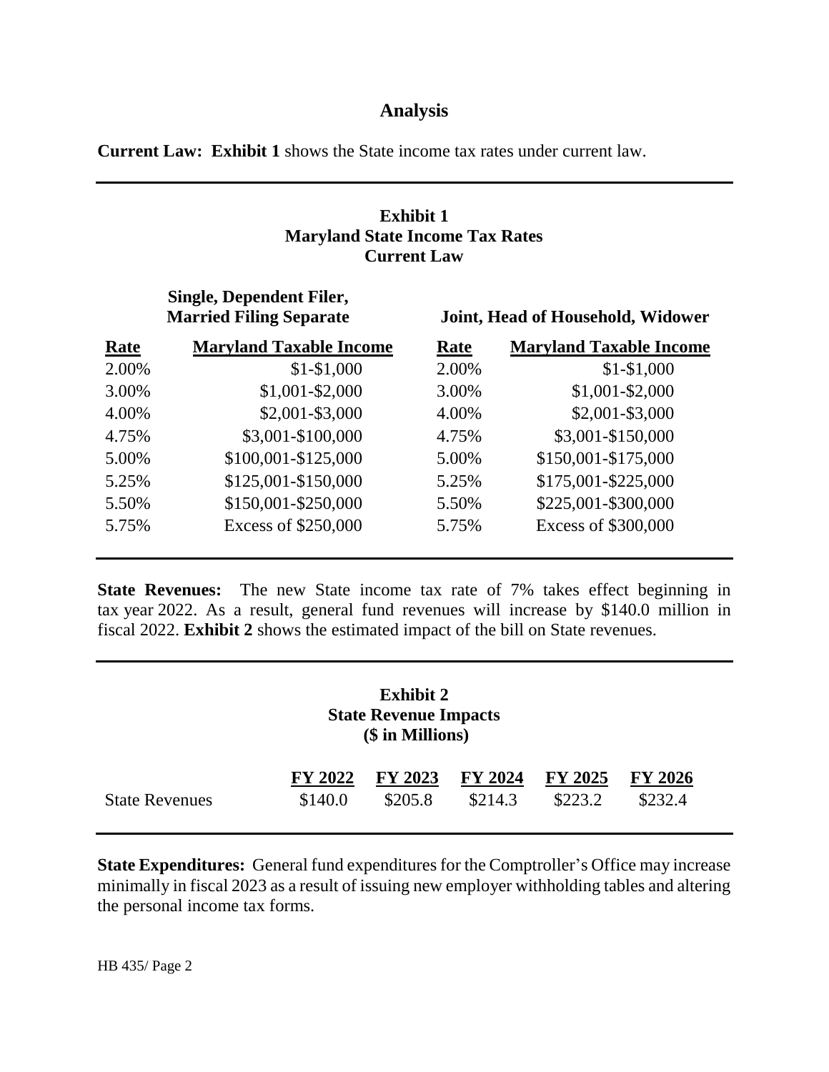## Analysis

**Current Law:** **Exhibit 1** shows the State income tax rates under current law.

**Exhibit 1**
**Maryland State Income Tax Rates**
**Current Law**

| Single, Dependent Filer, Married Filing Separate | | Joint, Head of Household, Widower | |
|---|---|---|---|
| **Rate** | **Maryland Taxable Income** | **Rate** | **Maryland Taxable Income** |
| 2.00% | $1-$1,000 | 2.00% | $1-$1,000 |
| 3.00% | $1,001-$2,000 | 3.00% | $1,001-$2,000 |
| 4.00% | $2,001-$3,000 | 4.00% | $2,001-$3,000 |
| 4.75% | $3,001-$100,000 | 4.75% | $3,001-$150,000 |
| 5.00% | $100,001-$125,000 | 5.00% | $150,001-$175,000 |
| 5.25% | $125,001-$150,000 | 5.25% | $175,001-$225,000 |
| 5.50% | $150,001-$250,000 | 5.50% | $225,001-$300,000 |
| 5.75% | Excess of $250,000 | 5.75% | Excess of $300,000 |

**State Revenues:** The new State income tax rate of 7% takes effect beginning in tax year 2022. As a result, general fund revenues will increase by $140.0 million in fiscal 2022. **Exhibit 2** shows the estimated impact of the bill on State revenues.

**Exhibit 2**
**State Revenue Impacts**
**($ in Millions)**

| | FY 2022 | FY 2023 | FY 2024 | FY 2025 | FY 2026 |
|---|---|---|---|---|---|
| State Revenues | $140.0 | $205.8 | $214.3 | $223.2 | $232.4 |

**State Expenditures:** General fund expenditures for the Comptroller's Office may increase minimally in fiscal 2023 as a result of issuing new employer withholding tables and altering the personal income tax forms.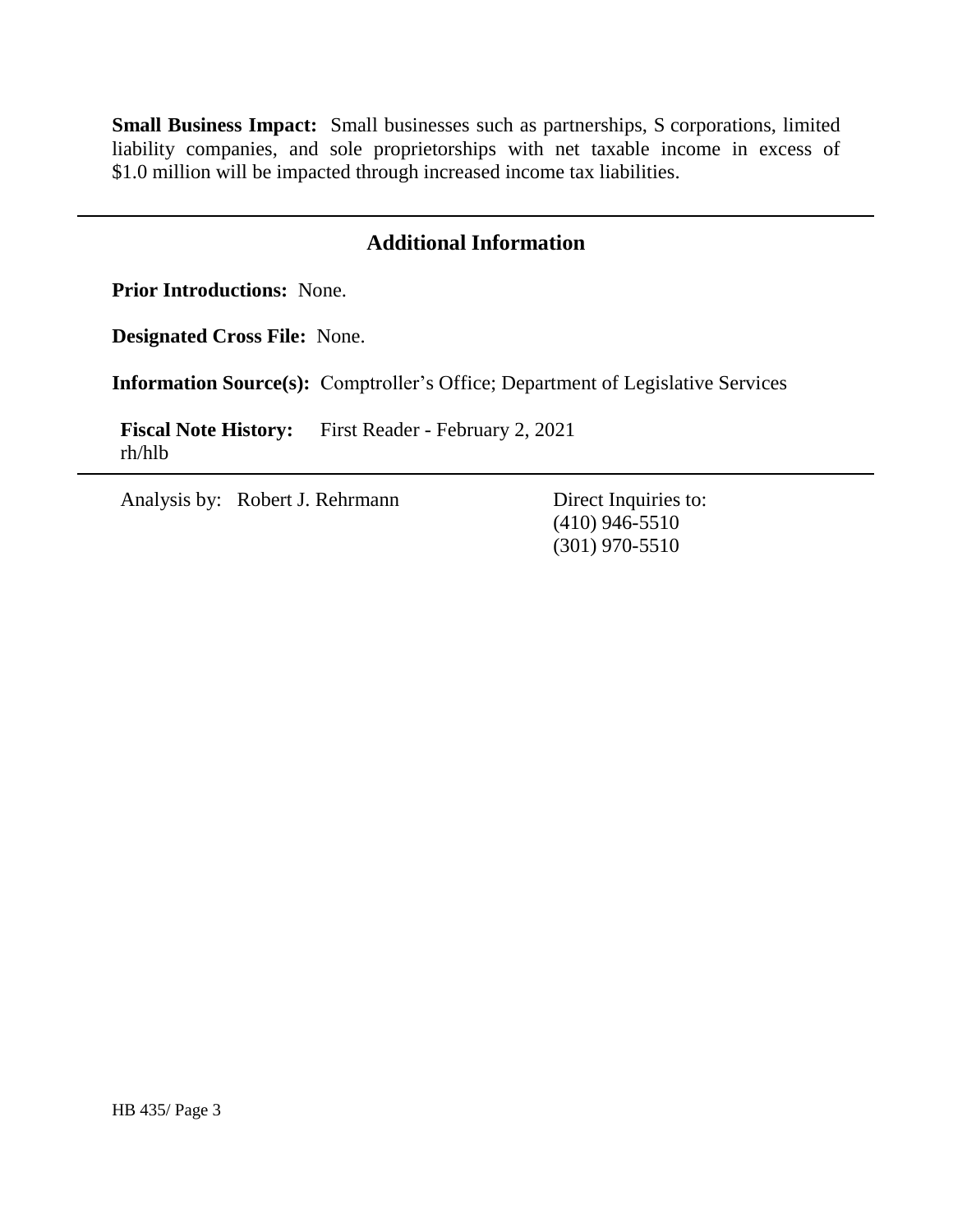**Small Business Impact:** Small businesses such as partnerships, S corporations, limited liability companies, and sole proprietorships with net taxable income in excess of $1.0 million will be impacted through increased income tax liabilities.

## Additional Information

**Prior Introductions:** None.

**Designated Cross File:** None.

**Information Source(s):** Comptroller's Office; Department of Legislative Services

**Fiscal Note History:** First Reader - February 2, 2021
rh/hlb

Analysis by: Robert J. Rehrmann

Direct Inquiries to:
(410) 946-5510
(301) 970-5510